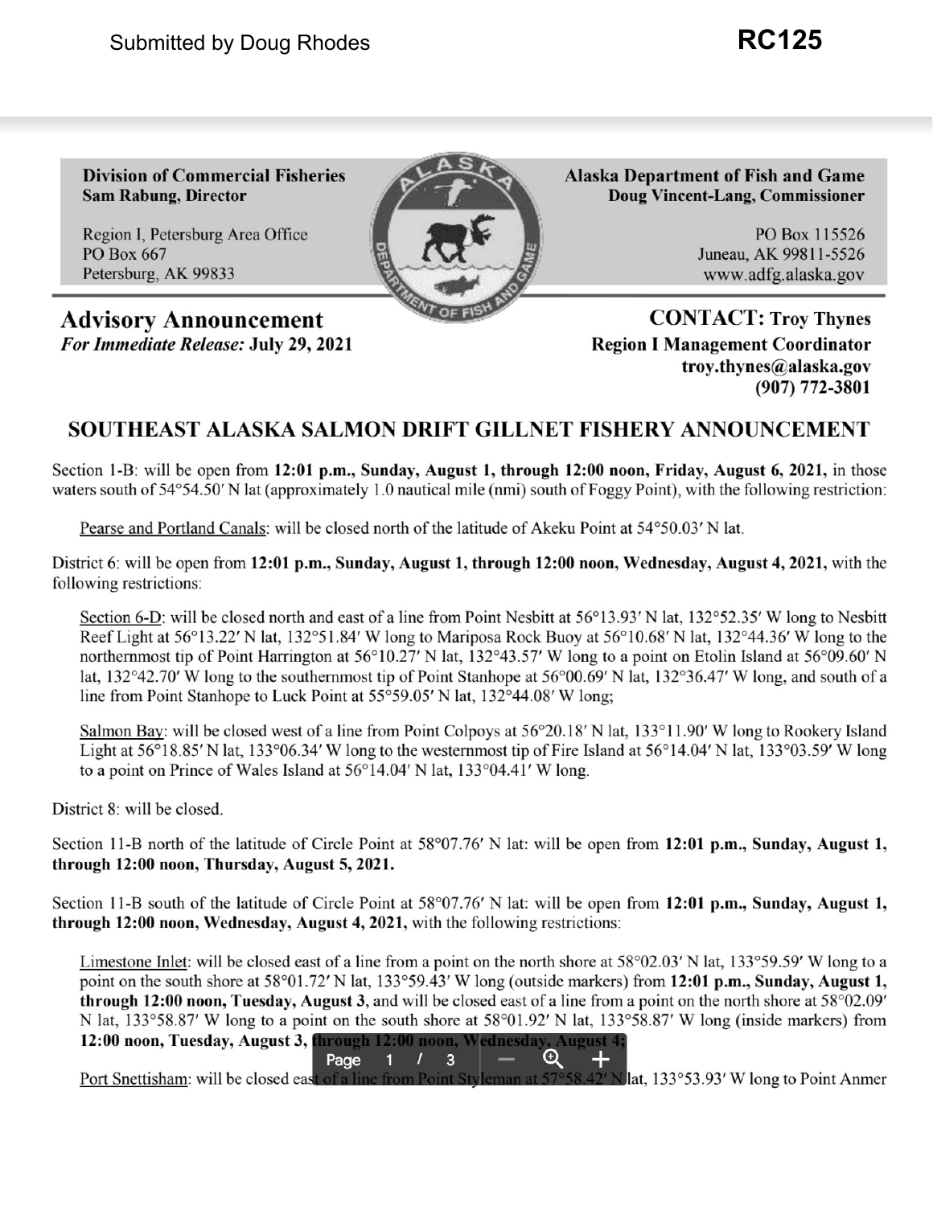Submitted by Doug Rhodes **RC125**

**Division of Commercial Fisheries**
**Sam Rabung, Director**

Region I, Petersburg Area Office
PO Box 667
Petersburg, AK 99833

**Alaska Department of Fish and Game**
**Doug Vincent-Lang, Commissioner**

PO Box 115526
Juneau, AK 99811-5526
www.adfg.alaska.gov

## Advisory Announcement

***For Immediate Release:* July 29, 2021**

**CONTACT: Troy Thynes**
**Region I Management Coordinator**
**troy.thynes@alaska.gov**
**(907) 772-3801**

## SOUTHEAST ALASKA SALMON DRIFT GILLNET FISHERY ANNOUNCEMENT

Section 1-B: will be open from **12:01 p.m., Sunday, August 1, through 12:00 noon, Friday, August 6, 2021,** in those waters south of 54°54.50′ N lat (approximately 1.0 nautical mile (nmi) south of Foggy Point), with the following restriction:

Pearse and Portland Canals: will be closed north of the latitude of Akeku Point at 54°50.03′ N lat.

District 6: will be open from **12:01 p.m., Sunday, August 1, through 12:00 noon, Wednesday, August 4, 2021,** with the following restrictions:

Section 6-D: will be closed north and east of a line from Point Nesbitt at 56°13.93′ N lat, 132°52.35′ W long to Nesbitt Reef Light at 56°13.22′ N lat, 132°51.84′ W long to Mariposa Rock Buoy at 56°10.68′ N lat, 132°44.36′ W long to the northernmost tip of Point Harrington at 56°10.27′ N lat, 132°43.57′ W long to a point on Etolin Island at 56°09.60′ N lat, 132°42.70′ W long to the southernmost tip of Point Stanhope at 56°00.69′ N lat, 132°36.47′ W long, and south of a line from Point Stanhope to Luck Point at 55°59.05′ N lat, 132°44.08′ W long;

Salmon Bay: will be closed west of a line from Point Colpoys at 56°20.18′ N lat, 133°11.90′ W long to Rookery Island Light at 56°18.85′ N lat, 133°06.34′ W long to the westernmost tip of Fire Island at 56°14.04′ N lat, 133°03.59′ W long to a point on Prince of Wales Island at 56°14.04′ N lat, 133°04.41′ W long.

District 8: will be closed.

Section 11-B north of the latitude of Circle Point at 58°07.76′ N lat: will be open from **12:01 p.m., Sunday, August 1, through 12:00 noon, Thursday, August 5, 2021.**

Section 11-B south of the latitude of Circle Point at 58°07.76′ N lat: will be open from **12:01 p.m., Sunday, August 1, through 12:00 noon, Wednesday, August 4, 2021,** with the following restrictions:

Limestone Inlet: will be closed east of a line from a point on the north shore at 58°02.03′ N lat, 133°59.59′ W long to a point on the south shore at 58°01.72′ N lat, 133°59.43′ W long (outside markers) from **12:01 p.m., Sunday, August 1, through 12:00 noon, Tuesday, August 3,** and will be closed east of a line from a point on the north shore at 58°02.09′ N lat, 133°58.87′ W long to a point on the south shore at 58°01.92′ N lat, 133°58.87′ W long (inside markers) from **12:00 noon, Tuesday, August 3, through 12:00 noon, Wednesday, August 4;**

Port Snettisham: will be closed east of a line from Point Styleman at 57°58.42′ N lat, 133°53.93′ W long to Point Anmer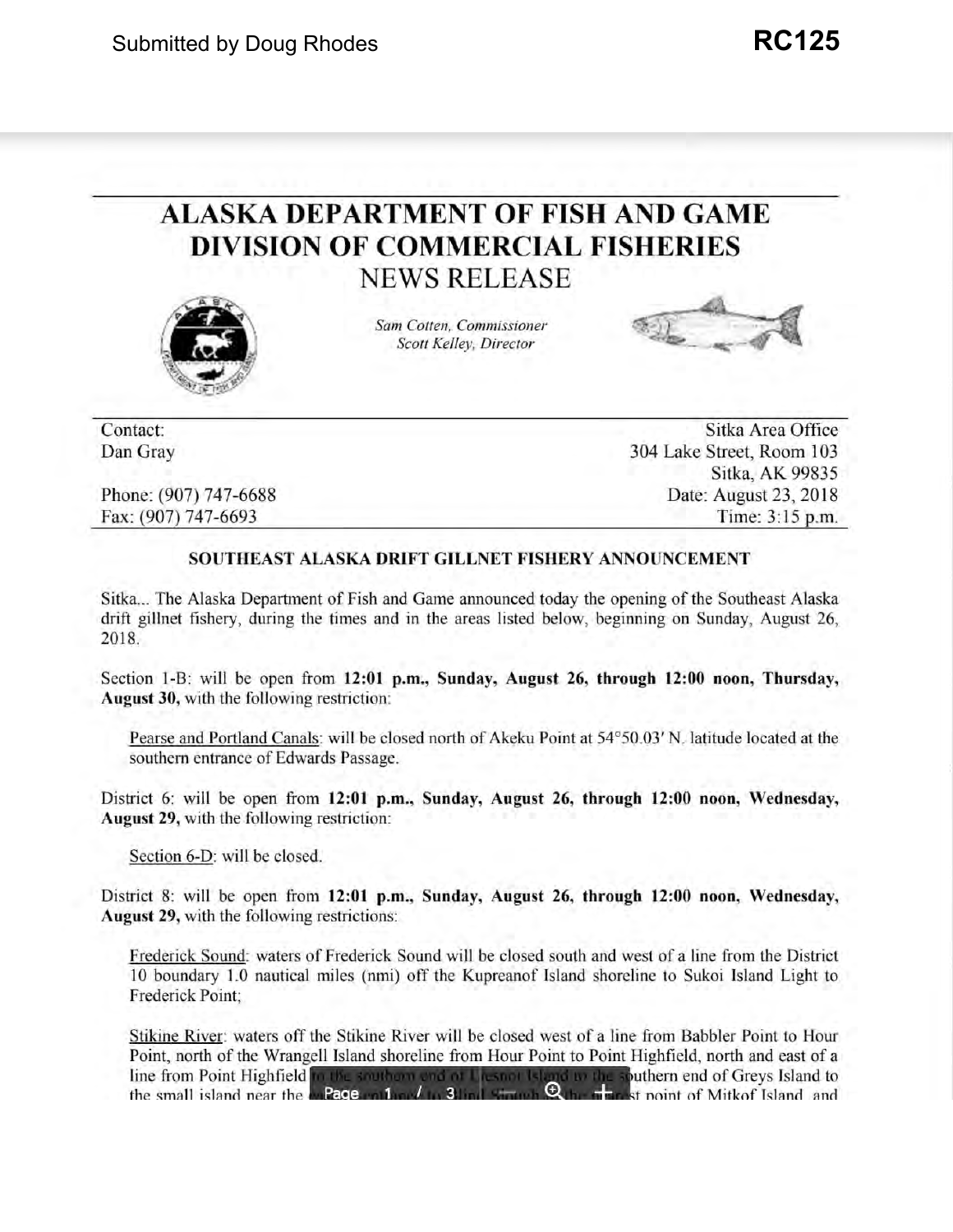Submitted by Doug Rhodes

**RC125**

# ALASKA DEPARTMENT OF FISH AND GAME
# DIVISION OF COMMERCIAL FISHERIES
## NEWS RELEASE

*Sam Cotten, Commissioner*
*Scott Kelley, Director*

| | |
|---|---|
| Contact: | Sitka Area Office |
| Dan Gray | 304 Lake Street, Room 103 |
| | Sitka, AK 99835 |
| Phone: (907) 747-6688 | Date: August 23, 2018 |
| Fax: (907) 747-6693 | Time: 3:15 p.m. |

### SOUTHEAST ALASKA DRIFT GILLNET FISHERY ANNOUNCEMENT

Sitka... The Alaska Department of Fish and Game announced today the opening of the Southeast Alaska drift gillnet fishery, during the times and in the areas listed below, beginning on Sunday, August 26, 2018.

Section 1-B: will be open from **12:01 p.m., Sunday, August 26, through 12:00 noon, Thursday, August 30,** with the following restriction:

Pearse and Portland Canals: will be closed north of Akeku Point at 54°50.03′ N. latitude located at the southern entrance of Edwards Passage.

District 6: will be open from **12:01 p.m., Sunday, August 26, through 12:00 noon, Wednesday, August 29,** with the following restriction:

Section 6-D: will be closed.

District 8: will be open from **12:01 p.m., Sunday, August 26, through 12:00 noon, Wednesday, August 29,** with the following restrictions:

Frederick Sound: waters of Frederick Sound will be closed south and west of a line from the District 10 boundary 1.0 nautical miles (nmi) off the Kupreanof Island shoreline to Sukoi Island Light to Frederick Point;

Stikine River: waters off the Stikine River will be closed west of a line from Babbler Point to Hour Point, north of the Wrangell Island shoreline from Hour Point to Point Highfield, north and east of a line from Point Highfield to the southern end of Liesnoi Island to the southern end of Greys Island to the small island near the entrance to Blind Slough to the nearest point of Mitkof Island, and